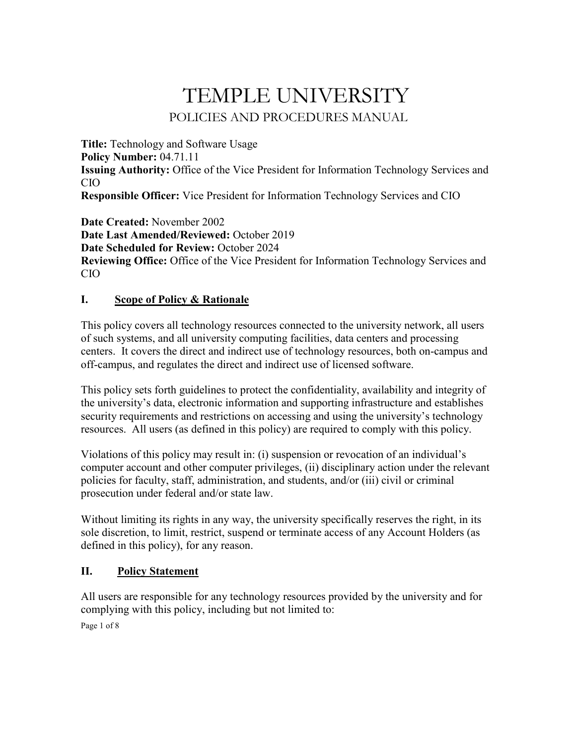# TEMPLE UNIVERSITY

## POLICIES AND PROCEDURES MANUAL

**Title:** Technology and Software Usage
**Policy Number:** 04.71.11
**Issuing Authority:** Office of the Vice President for Information Technology Services and CIO
**Responsible Officer:** Vice President for Information Technology Services and CIO

**Date Created:** November 2002
**Date Last Amended/Reviewed:** October 2019
**Date Scheduled for Review:** October 2024
**Reviewing Office:** Office of the Vice President for Information Technology Services and CIO

### I. Scope of Policy & Rationale

This policy covers all technology resources connected to the university network, all users of such systems, and all university computing facilities, data centers and processing centers. It covers the direct and indirect use of technology resources, both on-campus and off-campus, and regulates the direct and indirect use of licensed software.

This policy sets forth guidelines to protect the confidentiality, availability and integrity of the university's data, electronic information and supporting infrastructure and establishes security requirements and restrictions on accessing and using the university's technology resources. All users (as defined in this policy) are required to comply with this policy.

Violations of this policy may result in: (i) suspension or revocation of an individual's computer account and other computer privileges, (ii) disciplinary action under the relevant policies for faculty, staff, administration, and students, and/or (iii) civil or criminal prosecution under federal and/or state law.

Without limiting its rights in any way, the university specifically reserves the right, in its sole discretion, to limit, restrict, suspend or terminate access of any Account Holders (as defined in this policy), for any reason.

### II. Policy Statement

All users are responsible for any technology resources provided by the university and for complying with this policy, including but not limited to: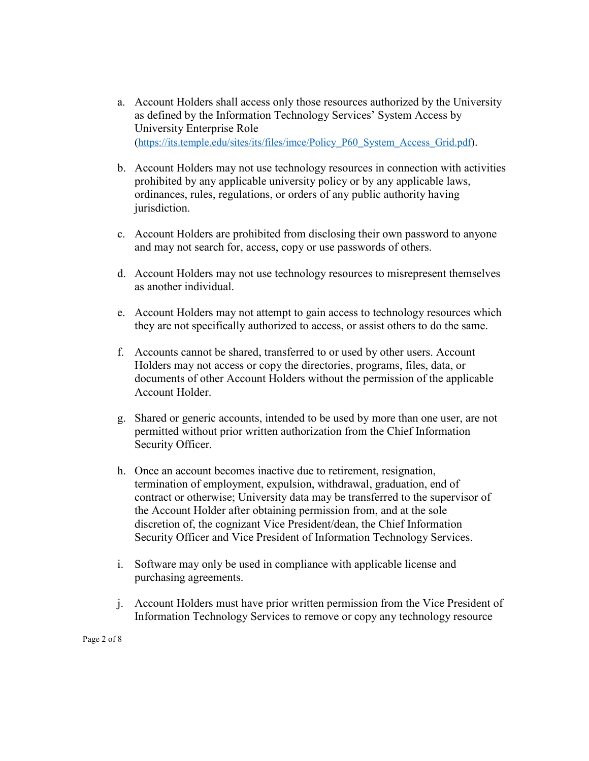a. Account Holders shall access only those resources authorized by the University as defined by the Information Technology Services' System Access by University Enterprise Role (https://its.temple.edu/sites/its/files/imce/Policy_P60_System_Access_Grid.pdf).

b. Account Holders may not use technology resources in connection with activities prohibited by any applicable university policy or by any applicable laws, ordinances, rules, regulations, or orders of any public authority having jurisdiction.

c. Account Holders are prohibited from disclosing their own password to anyone and may not search for, access, copy or use passwords of others.

d. Account Holders may not use technology resources to misrepresent themselves as another individual.

e. Account Holders may not attempt to gain access to technology resources which they are not specifically authorized to access, or assist others to do the same.

f. Accounts cannot be shared, transferred to or used by other users. Account Holders may not access or copy the directories, programs, files, data, or documents of other Account Holders without the permission of the applicable Account Holder.

g. Shared or generic accounts, intended to be used by more than one user, are not permitted without prior written authorization from the Chief Information Security Officer.

h. Once an account becomes inactive due to retirement, resignation, termination of employment, expulsion, withdrawal, graduation, end of contract or otherwise; University data may be transferred to the supervisor of the Account Holder after obtaining permission from, and at the sole discretion of, the cognizant Vice President/dean, the Chief Information Security Officer and Vice President of Information Technology Services.

i. Software may only be used in compliance with applicable license and purchasing agreements.

j. Account Holders must have prior written permission from the Vice President of Information Technology Services to remove or copy any technology resource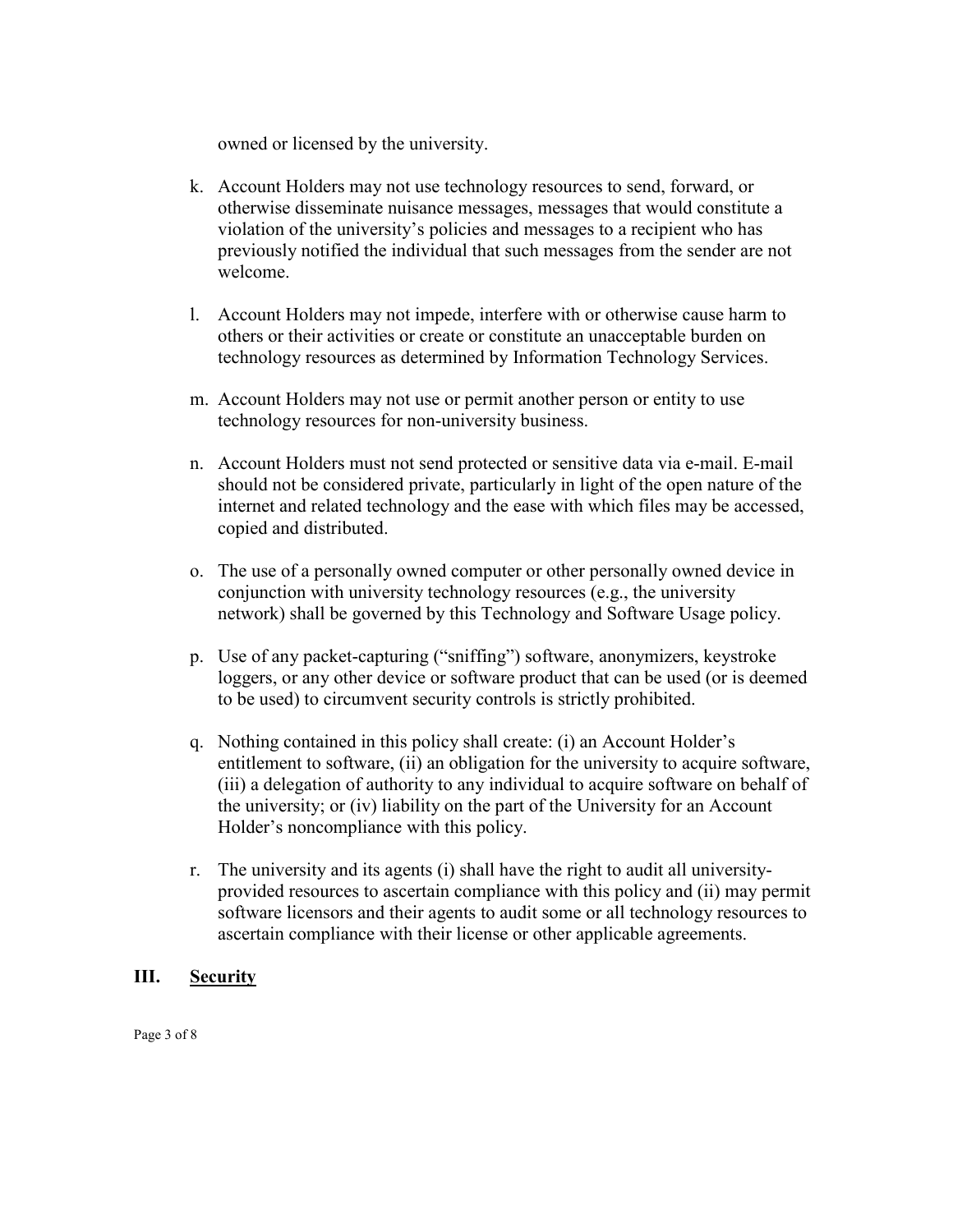owned or licensed by the university.

k. Account Holders may not use technology resources to send, forward, or otherwise disseminate nuisance messages, messages that would constitute a violation of the university's policies and messages to a recipient who has previously notified the individual that such messages from the sender are not welcome.

l. Account Holders may not impede, interfere with or otherwise cause harm to others or their activities or create or constitute an unacceptable burden on technology resources as determined by Information Technology Services.

m. Account Holders may not use or permit another person or entity to use technology resources for non-university business.

n. Account Holders must not send protected or sensitive data via e-mail. E-mail should not be considered private, particularly in light of the open nature of the internet and related technology and the ease with which files may be accessed, copied and distributed.

o. The use of a personally owned computer or other personally owned device in conjunction with university technology resources (e.g., the university network) shall be governed by this Technology and Software Usage policy.

p. Use of any packet-capturing ("sniffing") software, anonymizers, keystroke loggers, or any other device or software product that can be used (or is deemed to be used) to circumvent security controls is strictly prohibited.

q. Nothing contained in this policy shall create: (i) an Account Holder's entitlement to software, (ii) an obligation for the university to acquire software, (iii) a delegation of authority to any individual to acquire software on behalf of the university; or (iv) liability on the part of the University for an Account Holder's noncompliance with this policy.

r. The university and its agents (i) shall have the right to audit all university-provided resources to ascertain compliance with this policy and (ii) may permit software licensors and their agents to audit some or all technology resources to ascertain compliance with their license or other applicable agreements.

## III. Security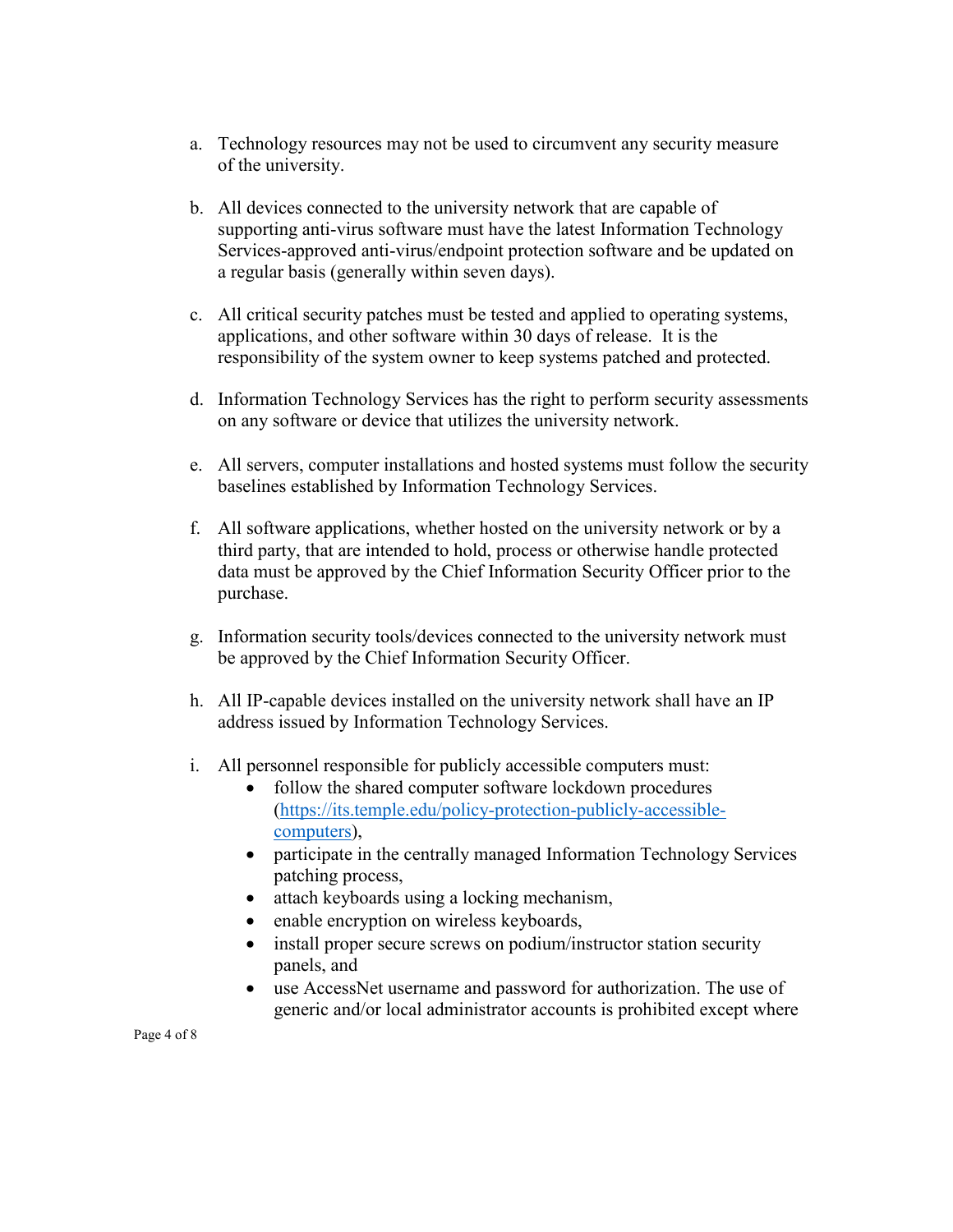a. Technology resources may not be used to circumvent any security measure of the university.

b. All devices connected to the university network that are capable of supporting anti-virus software must have the latest Information Technology Services-approved anti-virus/endpoint protection software and be updated on a regular basis (generally within seven days).

c. All critical security patches must be tested and applied to operating systems, applications, and other software within 30 days of release. It is the responsibility of the system owner to keep systems patched and protected.

d. Information Technology Services has the right to perform security assessments on any software or device that utilizes the university network.

e. All servers, computer installations and hosted systems must follow the security baselines established by Information Technology Services.

f. All software applications, whether hosted on the university network or by a third party, that are intended to hold, process or otherwise handle protected data must be approved by the Chief Information Security Officer prior to the purchase.

g. Information security tools/devices connected to the university network must be approved by the Chief Information Security Officer.

h. All IP-capable devices installed on the university network shall have an IP address issued by Information Technology Services.

i. All personnel responsible for publicly accessible computers must:
   - follow the shared computer software lockdown procedures ([https://its.temple.edu/policy-protection-publicly-accessible-computers](https://its.temple.edu/policy-protection-publicly-accessible-computers)),
   - participate in the centrally managed Information Technology Services patching process,
   - attach keyboards using a locking mechanism,
   - enable encryption on wireless keyboards,
   - install proper secure screws on podium/instructor station security panels, and
   - use AccessNet username and password for authorization. The use of generic and/or local administrator accounts is prohibited except where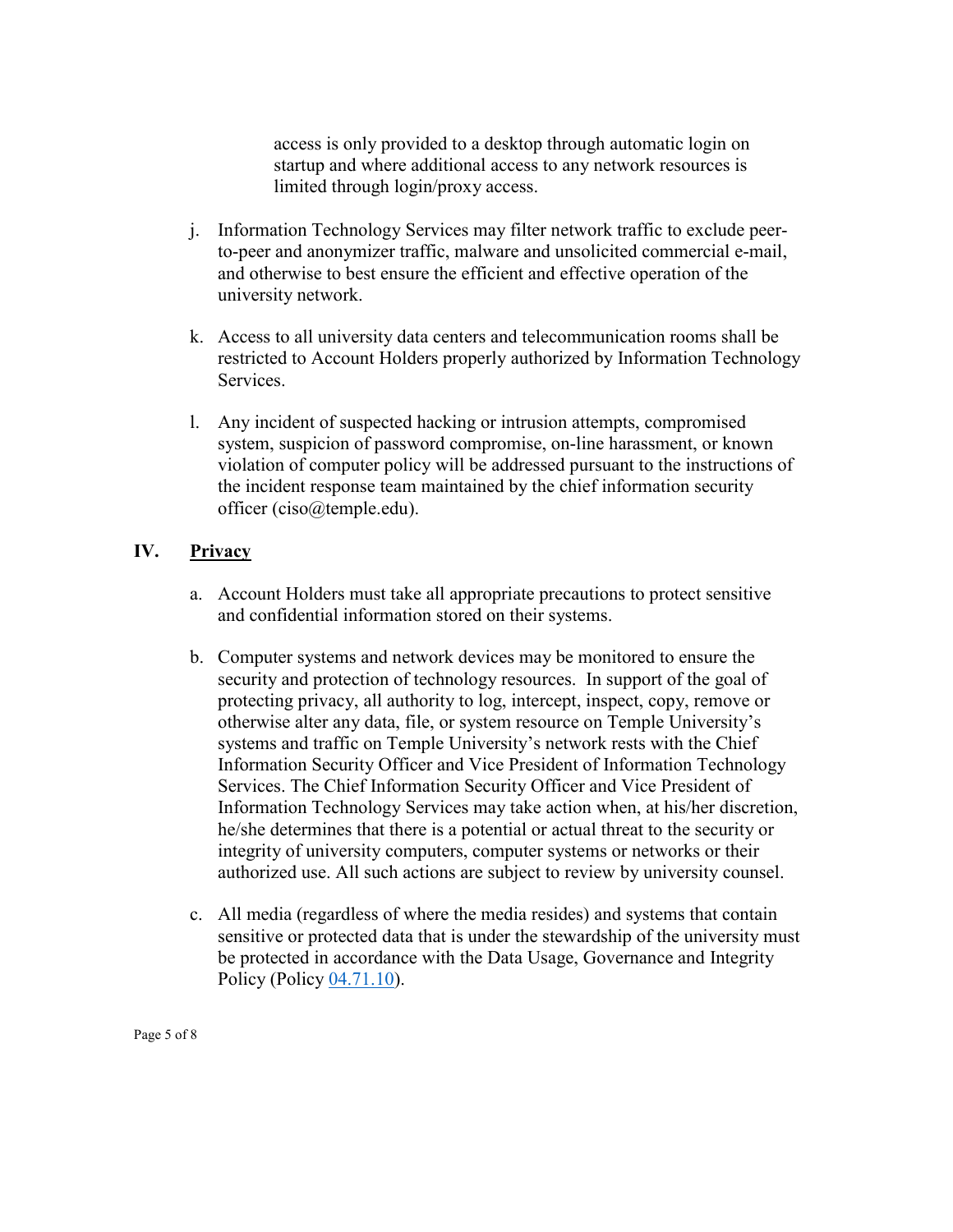access is only provided to a desktop through automatic login on startup and where additional access to any network resources is limited through login/proxy access.

j. Information Technology Services may filter network traffic to exclude peer-to-peer and anonymizer traffic, malware and unsolicited commercial e-mail, and otherwise to best ensure the efficient and effective operation of the university network.

k. Access to all university data centers and telecommunication rooms shall be restricted to Account Holders properly authorized by Information Technology Services.

l. Any incident of suspected hacking or intrusion attempts, compromised system, suspicion of password compromise, on-line harassment, or known violation of computer policy will be addressed pursuant to the instructions of the incident response team maintained by the chief information security officer (ciso@temple.edu).

## IV. Privacy

a. Account Holders must take all appropriate precautions to protect sensitive and confidential information stored on their systems.

b. Computer systems and network devices may be monitored to ensure the security and protection of technology resources. In support of the goal of protecting privacy, all authority to log, intercept, inspect, copy, remove or otherwise alter any data, file, or system resource on Temple University's systems and traffic on Temple University's network rests with the Chief Information Security Officer and Vice President of Information Technology Services. The Chief Information Security Officer and Vice President of Information Technology Services may take action when, at his/her discretion, he/she determines that there is a potential or actual threat to the security or integrity of university computers, computer systems or networks or their authorized use. All such actions are subject to review by university counsel.

c. All media (regardless of where the media resides) and systems that contain sensitive or protected data that is under the stewardship of the university must be protected in accordance with the Data Usage, Governance and Integrity Policy (Policy 04.71.10).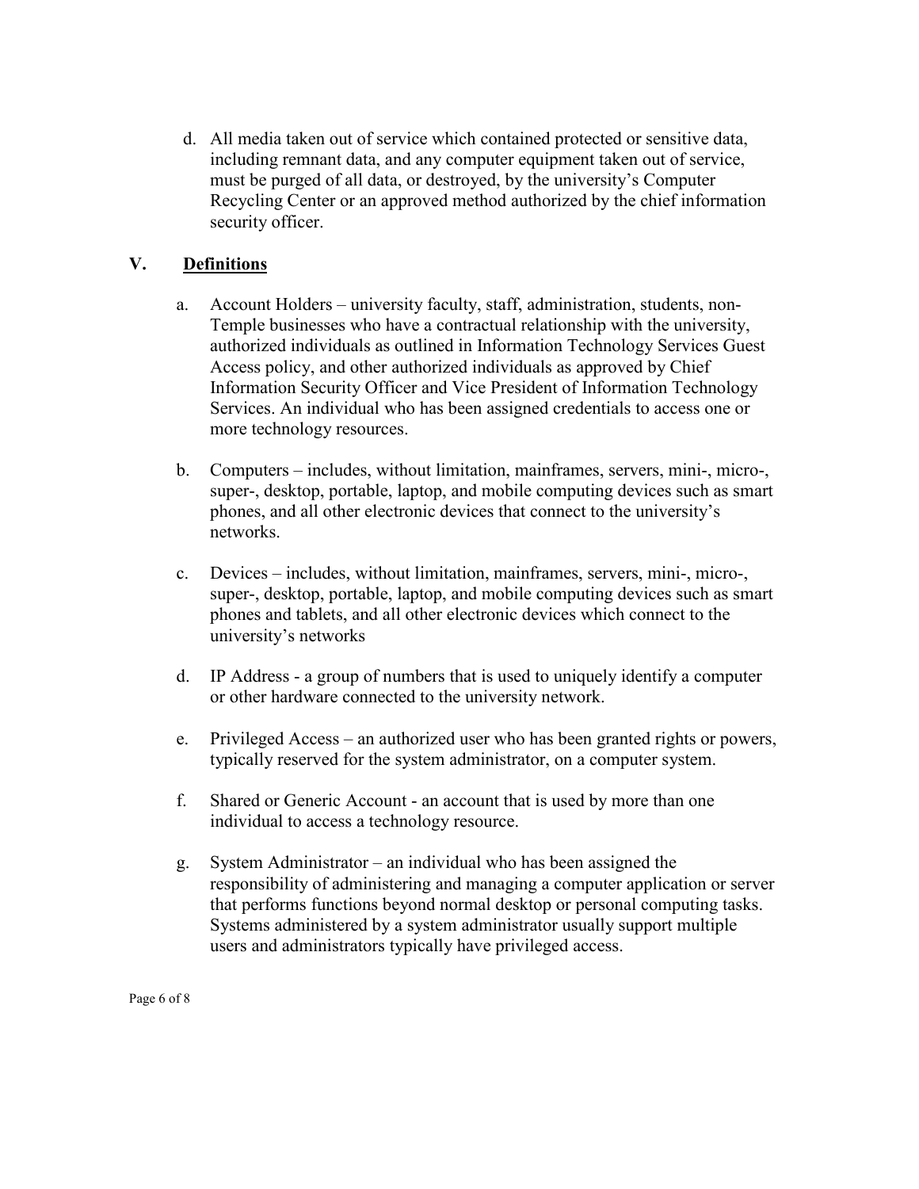d. All media taken out of service which contained protected or sensitive data, including remnant data, and any computer equipment taken out of service, must be purged of all data, or destroyed, by the university's Computer Recycling Center or an approved method authorized by the chief information security officer.

## V. Definitions

a. Account Holders – university faculty, staff, administration, students, non-Temple businesses who have a contractual relationship with the university, authorized individuals as outlined in Information Technology Services Guest Access policy, and other authorized individuals as approved by Chief Information Security Officer and Vice President of Information Technology Services. An individual who has been assigned credentials to access one or more technology resources.

b. Computers – includes, without limitation, mainframes, servers, mini-, micro-, super-, desktop, portable, laptop, and mobile computing devices such as smart phones, and all other electronic devices that connect to the university's networks.

c. Devices – includes, without limitation, mainframes, servers, mini-, micro-, super-, desktop, portable, laptop, and mobile computing devices such as smart phones and tablets, and all other electronic devices which connect to the university's networks

d. IP Address - a group of numbers that is used to uniquely identify a computer or other hardware connected to the university network.

e. Privileged Access – an authorized user who has been granted rights or powers, typically reserved for the system administrator, on a computer system.

f. Shared or Generic Account - an account that is used by more than one individual to access a technology resource.

g. System Administrator – an individual who has been assigned the responsibility of administering and managing a computer application or server that performs functions beyond normal desktop or personal computing tasks. Systems administered by a system administrator usually support multiple users and administrators typically have privileged access.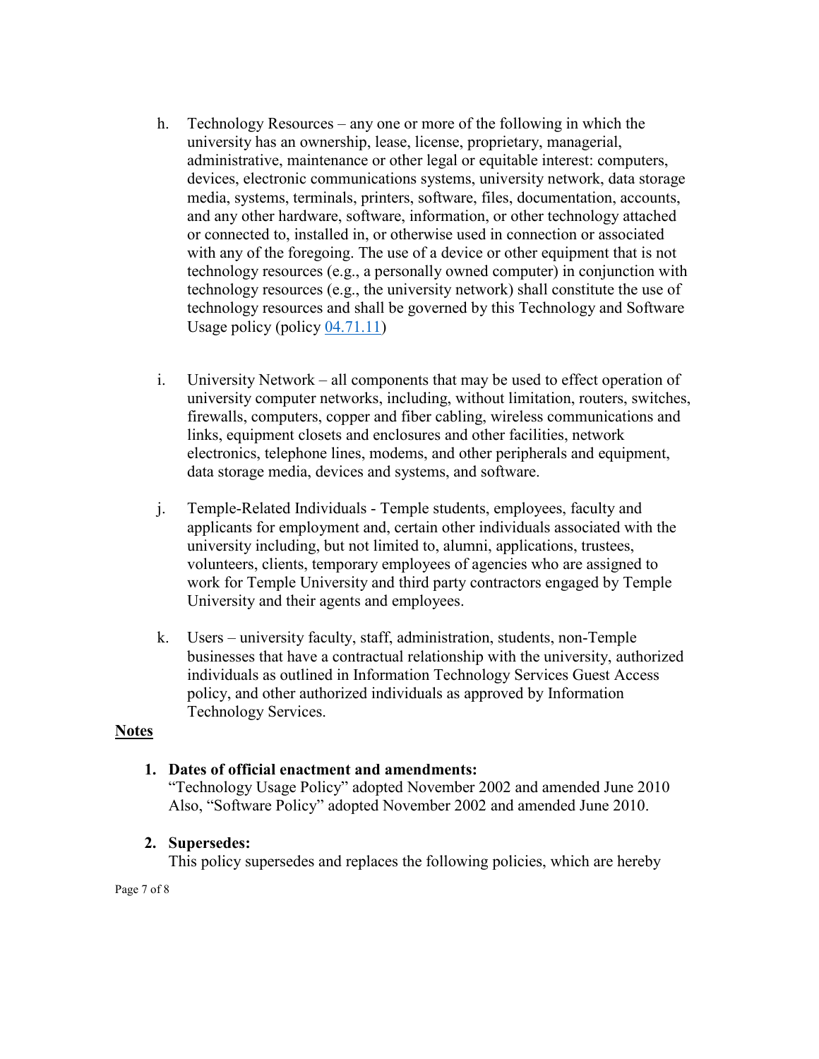h. Technology Resources – any one or more of the following in which the university has an ownership, lease, license, proprietary, managerial, administrative, maintenance or other legal or equitable interest: computers, devices, electronic communications systems, university network, data storage media, systems, terminals, printers, software, files, documentation, accounts, and any other hardware, software, information, or other technology attached or connected to, installed in, or otherwise used in connection or associated with any of the foregoing. The use of a device or other equipment that is not technology resources (e.g., a personally owned computer) in conjunction with technology resources (e.g., the university network) shall constitute the use of technology resources and shall be governed by this Technology and Software Usage policy (policy 04.71.11)

i. University Network – all components that may be used to effect operation of university computer networks, including, without limitation, routers, switches, firewalls, computers, copper and fiber cabling, wireless communications and links, equipment closets and enclosures and other facilities, network electronics, telephone lines, modems, and other peripherals and equipment, data storage media, devices and systems, and software.

j. Temple-Related Individuals - Temple students, employees, faculty and applicants for employment and, certain other individuals associated with the university including, but not limited to, alumni, applications, trustees, volunteers, clients, temporary employees of agencies who are assigned to work for Temple University and third party contractors engaged by Temple University and their agents and employees.

k. Users – university faculty, staff, administration, students, non-Temple businesses that have a contractual relationship with the university, authorized individuals as outlined in Information Technology Services Guest Access policy, and other authorized individuals as approved by Information Technology Services.

## Notes

1. **Dates of official enactment and amendments:**
   "Technology Usage Policy" adopted November 2002 and amended June 2010
   Also, "Software Policy" adopted November 2002 and amended June 2010.

2. **Supersedes:**
   This policy supersedes and replaces the following policies, which are hereby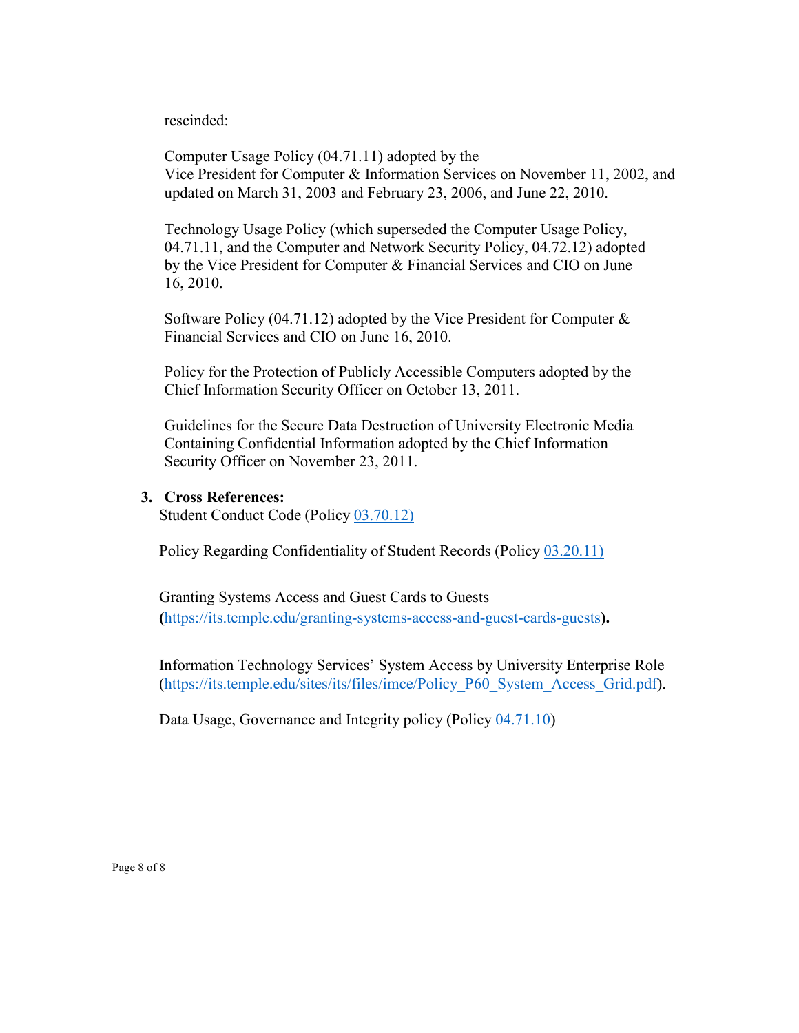rescinded:

Computer Usage Policy (04.71.11) adopted by the Vice President for Computer & Information Services on November 11, 2002, and updated on March 31, 2003 and February 23, 2006, and June 22, 2010.

Technology Usage Policy (which superseded the Computer Usage Policy, 04.71.11, and the Computer and Network Security Policy, 04.72.12) adopted by the Vice President for Computer & Financial Services and CIO on June 16, 2010.

Software Policy (04.71.12) adopted by the Vice President for Computer & Financial Services and CIO on June 16, 2010.

Policy for the Protection of Publicly Accessible Computers adopted by the Chief Information Security Officer on October 13, 2011.

Guidelines for the Secure Data Destruction of University Electronic Media Containing Confidential Information adopted by the Chief Information Security Officer on November 23, 2011.

3. **Cross References:**

Student Conduct Code (Policy 03.70.12)

Policy Regarding Confidentiality of Student Records (Policy 03.20.11)

Granting Systems Access and Guest Cards to Guests **(**https://its.temple.edu/granting-systems-access-and-guest-cards-guests**).**

Information Technology Services' System Access by University Enterprise Role (https://its.temple.edu/sites/its/files/imce/Policy_P60_System_Access_Grid.pdf).

Data Usage, Governance and Integrity policy (Policy 04.71.10)